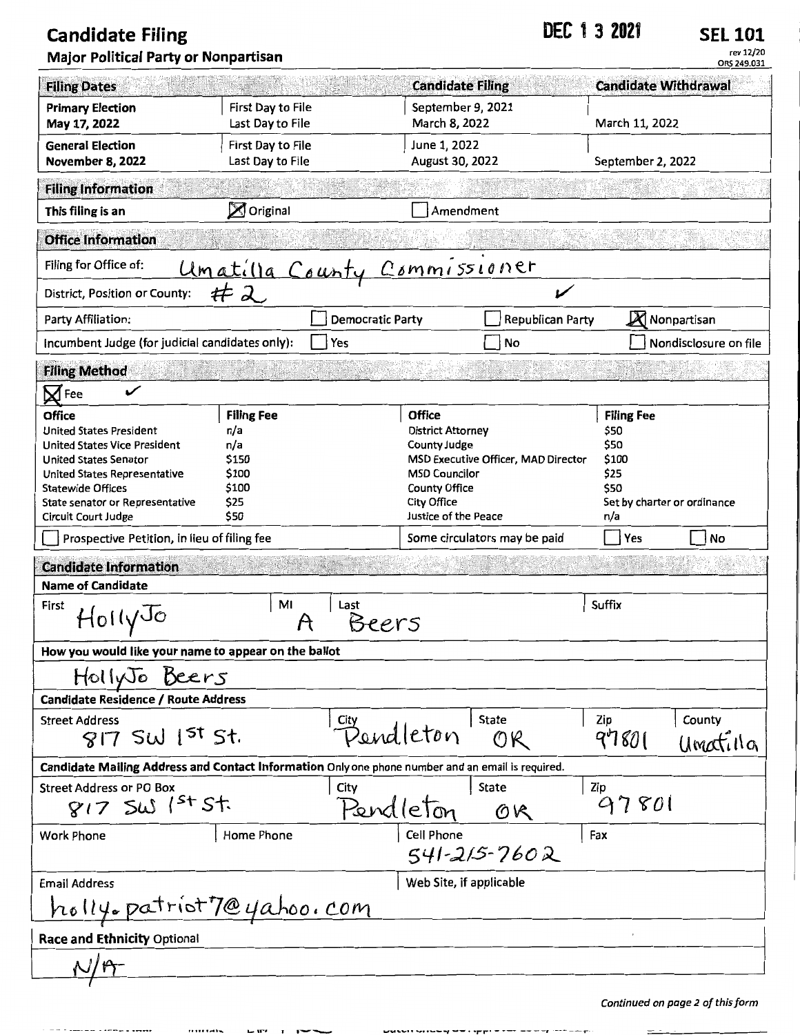# Candidate Filing

**DEC 13 2021**

**SEL 101**
rev 12/20
ORS 249.031

## Major Political Party or Nonpartisan

| Filing Dates | | Candidate Filing | Candidate Withdrawal |
|---|---|---|---|
| **Primary Election** May 17, 2022 | First Day to File<br>Last Day to File | September 9, 2021<br>March 8, 2022 | March 11, 2022 |
| **General Election** November 8, 2022 | First Day to File<br>Last Day to File | June 1, 2022<br>August 30, 2022 | September 2, 2022 |

### Filing Information

This filing is an ☒ Original ☐ Amendment

### Office Information

Filing for Office of: Umatilla County Commissioner

District, Position or County: #2 ✓

Party Affiliation: ☐ Democratic Party ☐ Republican Party ☒ Nonpartisan

Incumbent Judge (for judicial candidates only): ☐ Yes ☐ No ☐ Nondisclosure on file

### Filing Method

☒ Fee ✓

| Office | Filing Fee | Office | Filing Fee |
|---|---|---|---|
| United States President | n/a | District Attorney | $50 |
| United States Vice President | n/a | County Judge | $50 |
| United States Senator | $150 | MSD Executive Officer, MAD Director | $100 |
| United States Representative | $100 | MSD Councilor | $25 |
| Statewide Offices | $100 | County Office | $50 |
| State senator or Representative | $25 | City Office | Set by charter or ordinance |
| Circuit Court Judge | $50 | Justice of the Peace | n/a |

☐ Prospective Petition, in lieu of filing fee | Some circulators may be paid ☐ Yes ☐ No

### Candidate Information

**Name of Candidate**

| First | MI | Last | Suffix |
|---|---|---|---|
| HollyJo | A | Beers | |

**How you would like your name to appear on the ballot**

HollyJo Beers

**Candidate Residence / Route Address**

| Street Address | City | State | Zip | County |
|---|---|---|---|---|
| 817 SW 1st St. | Pendleton | OR | 97801 | Umatilla |

**Candidate Mailing Address and Contact Information** Only one phone number and an email is required.

| Street Address or PO Box | City | State | Zip |
|---|---|---|---|
| 817 SW 1st St. | Pendleton | OR | 97801 |

| Work Phone | Home Phone | Cell Phone | Fax |
|---|---|---|---|
| | | 541-215-7602 | |

| Email Address | Web Site, if applicable |
|---|---|
| holly.patriot7@yahoo.com | |

**Race and Ethnicity** Optional

N/A

*Continued on page 2 of this form*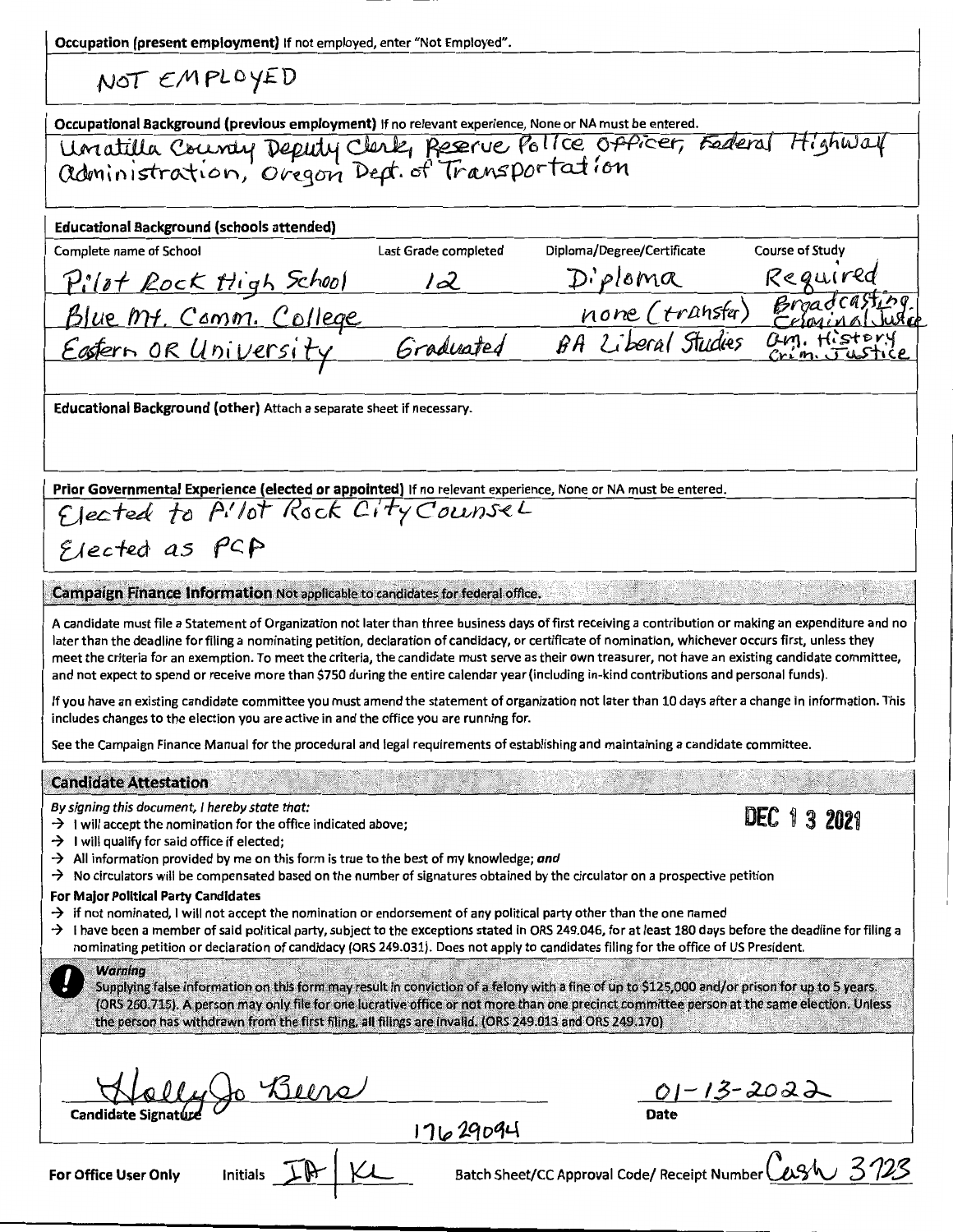**Occupation (present employment)** If not employed, enter "Not Employed".

NOT EMPLOYED

**Occupational Background (previous employment)** If no relevant experience, None or NA must be entered.

Umatilla County Deputy Clerk, Reserve Police Officer, Federal Highway administration, Oregon Dept. of Transportation

**Educational Background (schools attended)**

| Complete name of School | Last Grade completed | Diploma/Degree/Certificate | Course of Study |
|---|---|---|---|
| Pilot Rock High School | 12 | Diploma | Required |
| Blue Mt. Comm. College | | none (transfer) | Broadcasting, Criminal Justice |
| Eastern OR University | Graduated | BA Liberal Studies | Am. History Crim. Justice |

**Educational Background (other)** Attach a separate sheet if necessary.

**Prior Governmental Experience (elected or appointed)** If no relevant experience, None or NA must be entered.

Elected to Pilot Rock City Counsel

Elected as PCP

## Campaign Finance Information

Not applicable to candidates for federal office.

A candidate must file a Statement of Organization not later than three business days of first receiving a contribution or making an expenditure and no later than the deadline for filing a nominating petition, declaration of candidacy, or certificate of nomination, whichever occurs first, unless they meet the criteria for an exemption. To meet the criteria, the candidate must serve as their own treasurer, not have an existing candidate committee, and not expect to spend or receive more than $750 during the entire calendar year (including in-kind contributions and personal funds).

If you have an existing candidate committee you must amend the statement of organization not later than 10 days after a change in information. This includes changes to the election you are active in and the office you are running for.

See the Campaign Finance Manual for the procedural and legal requirements of establishing and maintaining a candidate committee.

## Candidate Attestation

*By signing this document, I hereby state that:*

DEC 13 2021

- → I will accept the nomination for the office indicated above;
- → I will qualify for said office if elected;
- → All information provided by me on this form is true to the best of my knowledge; *and*
- → No circulators will be compensated based on the number of signatures obtained by the circulator on a prospective petition

**For Major Political Party Candidates**

- → If not nominated, I will not accept the nomination or endorsement of any political party other than the one named
- → I have been a member of said political party, subject to the exceptions stated in ORS 249.046, for at least 180 days before the deadline for filing a nominating petition or declaration of candidacy (ORS 249.031). Does not apply to candidates filing for the office of US President.

***Warning***

Supplying false information on this form may result in conviction of a felony with a fine of up to $125,000 and/or prison for up to 5 years. (ORS 260.715). A person may only file for one lucrative office or not more than one precinct committee person at the same election. Unless the person has withdrawn from the first filing, all filings are invalid. (ORS 249.013 and ORS 249.170)

Holly Jo Beers

**Candidate Signature**

01-13-2022

**Date**

17629094

**For Office User Only** Initials IA | KL Batch Sheet/CC Approval Code/ Receipt Number Cash 3723